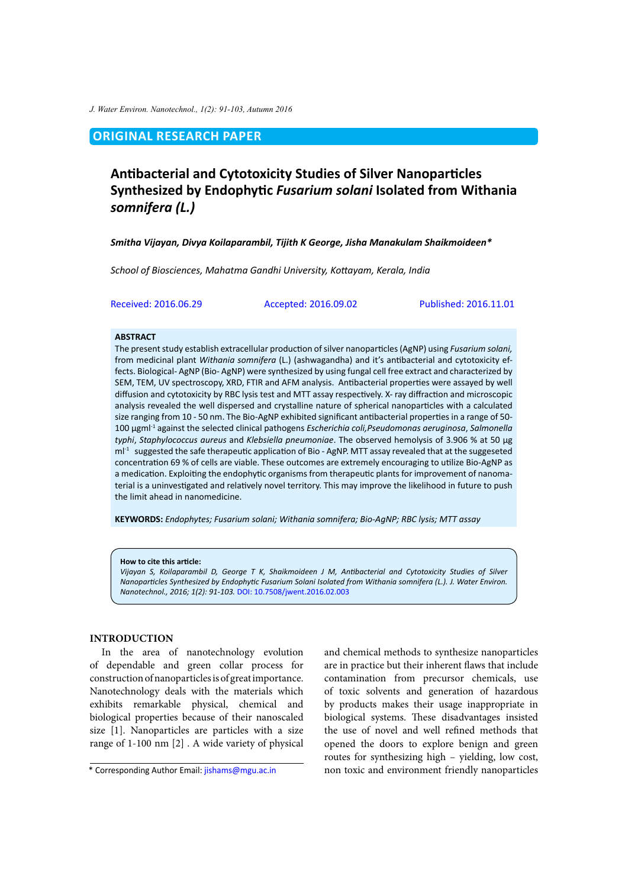ORIGINAL RESEARCH PAPER

# Antibacterial and Cytotoxicity Studies of Silver Nanoparticles Synthesized by Endophytic *Fusarium solani* Isolated from Withania *somnifera (L.)*

***Smitha Vijayan, Divya Koilaparambil, Tijith K George, Jisha Manakulam Shaikmoideen****

*School of Biosciences, Mahatma Gandhi University, Kottayam, Kerala, India*

Received: 2016.06.29 Accepted: 2016.09.02 Published: 2016.11.01

## ABSTRACT

The present study establish extracellular production of silver nanoparticles (AgNP) using *Fusarium solani,* from medicinal plant *Withania somnifera* (L.) (ashwagandha) and it's antibacterial and cytotoxicity effects. Biological- AgNP (Bio- AgNP) were synthesized by using fungal cell free extract and characterized by SEM, TEM, UV spectroscopy, XRD, FTIR and AFM analysis. Antibacterial properties were assayed by well diffusion and cytotoxicity by RBC lysis test and MTT assay respectively. X- ray diffraction and microscopic analysis revealed the well dispersed and crystalline nature of spherical nanoparticles with a calculated size ranging from 10 - 50 nm. The Bio-AgNP exhibited significant antibacterial properties in a range of 50-100 µgml$^{-1}$ against the selected clinical pathogens *Escherichia coli,Pseudomonas aeruginosa*, *Salmonella typhi*, *Staphylocococcus aureus* and *Klebsiella pneumoniae*. The observed hemolysis of 3.906 % at 50 µg ml$^{-1}$ suggested the safe therapeutic application of Bio - AgNP. MTT assay revealed that at the suggeseted concentration 69 % of cells are viable. These outcomes are extremely encouraging to utilize Bio-AgNP as a medication. Exploiting the endophytic organisms from therapeutic plants for improvement of nanomaterial is a uninvestigated and relatively novel territory. This may improve the likelihood in future to push the limit ahead in nanomedicine.

**KEYWORDS:** *Endophytes; Fusarium solani; Withania somnifera; Bio-AgNP; RBC lysis; MTT assay*

**How to cite this article:**
*Vijayan S, Koilaparambil D, George T K, Shaikmoideen J M, Antibacterial and Cytotoxicity Studies of Silver Nanoparticles Synthesized by Endophytic Fusarium Solani Isolated from Withania somnifera (L.). J. Water Environ. Nanotechnol., 2016; 1(2): 91-103.* DOI: 10.7508/jwent.2016.02.003

## INTRODUCTION

In the area of nanotechnology evolution of dependable and green collar process for construction of nanoparticles is of great importance. Nanotechnology deals with the materials which exhibits remarkable physical, chemical and biological properties because of their nanoscaled size [1]. Nanoparticles are particles with a size range of 1-100 nm [2] . A wide variety of physical and chemical methods to synthesize nanoparticles are in practice but their inherent flaws that include contamination from precursor chemicals, use of toxic solvents and generation of hazardous by products makes their usage inappropriate in biological systems. These disadvantages insisted the use of novel and well refined methods that opened the doors to explore benign and green routes for synthesizing high – yielding, low cost, non toxic and environment friendly nanoparticles

\* Corresponding Author Email: jishams@mgu.ac.in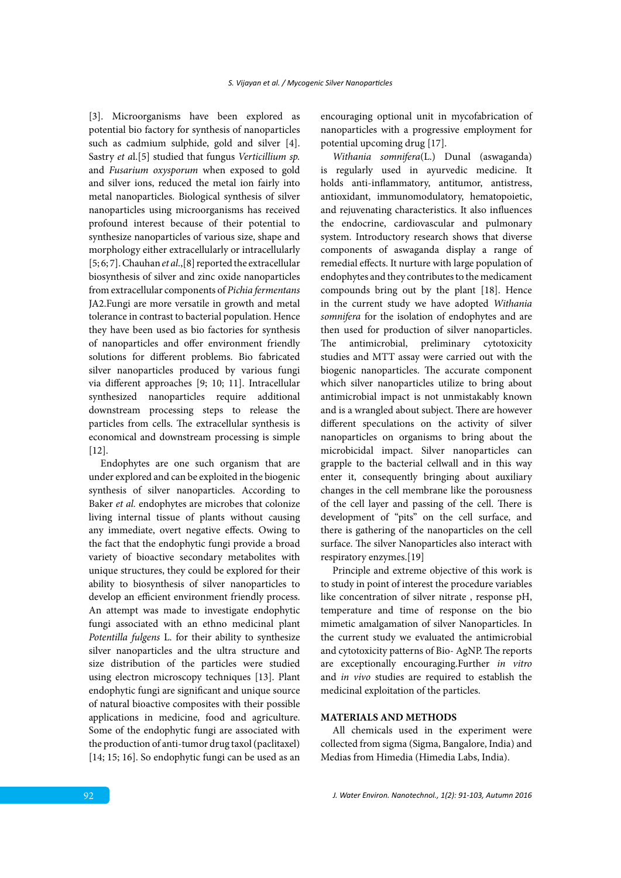[3]. Microorganisms have been explored as potential bio factory for synthesis of nanoparticles such as cadmium sulphide, gold and silver [4]. Sastry *et a*l.[5] studied that fungus *Verticillium sp.* and *Fusarium oxysporum* when exposed to gold and silver ions, reduced the metal ion fairly into metal nanoparticles. Biological synthesis of silver nanoparticles using microorganisms has received profound interest because of their potential to synthesize nanoparticles of various size, shape and morphology either extracellularly or intracellularly [5; 6; 7]. Chauhan *et al*.,[8] reported the extracellular biosynthesis of silver and zinc oxide nanoparticles from extracellular components of *Pichia fermentans* JA2.Fungi are more versatile in growth and metal tolerance in contrast to bacterial population. Hence they have been used as bio factories for synthesis of nanoparticles and offer environment friendly solutions for different problems. Bio fabricated silver nanoparticles produced by various fungi via different approaches [9; 10; 11]. Intracellular synthesized nanoparticles require additional downstream processing steps to release the particles from cells. The extracellular synthesis is economical and downstream processing is simple [12].

Endophytes are one such organism that are under explored and can be exploited in the biogenic synthesis of silver nanoparticles. According to Baker *et al.* endophytes are microbes that colonize living internal tissue of plants without causing any immediate, overt negative effects. Owing to the fact that the endophytic fungi provide a broad variety of bioactive secondary metabolites with unique structures, they could be explored for their ability to biosynthesis of silver nanoparticles to develop an efficient environment friendly process. An attempt was made to investigate endophytic fungi associated with an ethno medicinal plant *Potentilla fulgens* L. for their ability to synthesize silver nanoparticles and the ultra structure and size distribution of the particles were studied using electron microscopy techniques [13]. Plant endophytic fungi are significant and unique source of natural bioactive composites with their possible applications in medicine, food and agriculture. Some of the endophytic fungi are associated with the production of anti-tumor drug taxol (paclitaxel) [14; 15; 16]. So endophytic fungi can be used as an encouraging optional unit in mycofabrication of nanoparticles with a progressive employment for potential upcoming drug [17].

*Withania somnifera*(L.) Dunal (aswaganda) is regularly used in ayurvedic medicine. It holds anti-inflammatory, antitumor, antistress, antioxidant, immunomodulatory, hematopoietic, and rejuvenating characteristics. It also influences the endocrine, cardiovascular and pulmonary system. Introductory research shows that diverse components of aswaganda display a range of remedial effects. It nurture with large population of endophytes and they contributes to the medicament compounds bring out by the plant [18]. Hence in the current study we have adopted *Withania somnifera* for the isolation of endophytes and are then used for production of silver nanoparticles. The antimicrobial, preliminary cytotoxicity studies and MTT assay were carried out with the biogenic nanoparticles. The accurate component which silver nanoparticles utilize to bring about antimicrobial impact is not unmistakably known and is a wrangled about subject. There are however different speculations on the activity of silver nanoparticles on organisms to bring about the microbicidal impact. Silver nanoparticles can grapple to the bacterial cellwall and in this way enter it, consequently bringing about auxiliary changes in the cell membrane like the porousness of the cell layer and passing of the cell. There is development of "pits" on the cell surface, and there is gathering of the nanoparticles on the cell surface. The silver Nanoparticles also interact with respiratory enzymes.[19]

Principle and extreme objective of this work is to study in point of interest the procedure variables like concentration of silver nitrate , response pH, temperature and time of response on the bio mimetic amalgamation of silver Nanoparticles. In the current study we evaluated the antimicrobial and cytotoxicity patterns of Bio- AgNP. The reports are exceptionally encouraging.Further *in vitro* and *in vivo* studies are required to establish the medicinal exploitation of the particles.

## MATERIALS AND METHODS

All chemicals used in the experiment were collected from sigma (Sigma, Bangalore, India) and Medias from Himedia (Himedia Labs, India).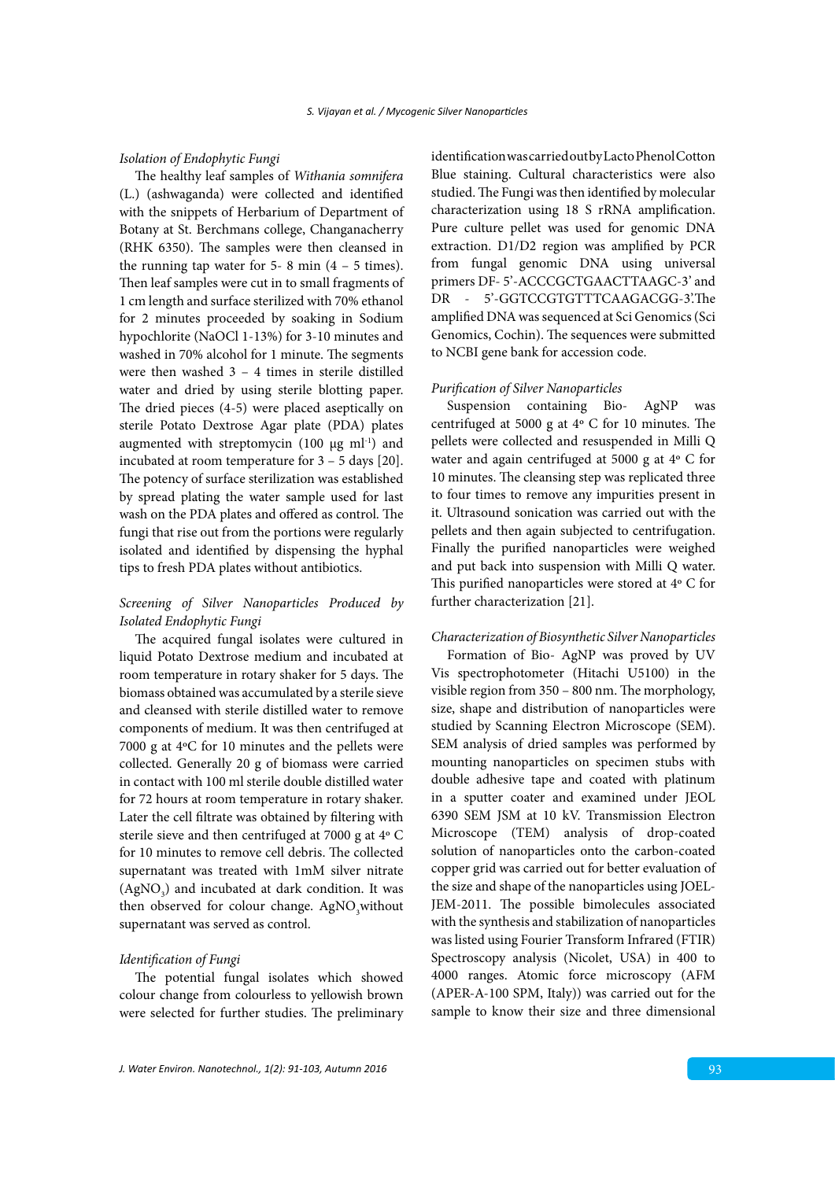*Isolation of Endophytic Fungi*

The healthy leaf samples of *Withania somnifera* (L.) (ashwaganda) were collected and identified with the snippets of Herbarium of Department of Botany at St. Berchmans college, Changanacherry (RHK 6350). The samples were then cleansed in the running tap water for 5- 8 min (4 – 5 times). Then leaf samples were cut in to small fragments of 1 cm length and surface sterilized with 70% ethanol for 2 minutes proceeded by soaking in Sodium hypochlorite (NaOCl 1-13%) for 3-10 minutes and washed in 70% alcohol for 1 minute. The segments were then washed 3 – 4 times in sterile distilled water and dried by using sterile blotting paper. The dried pieces (4-5) were placed aseptically on sterile Potato Dextrose Agar plate (PDA) plates augmented with streptomycin (100 µg $ml^{-1}$) and incubated at room temperature for 3 – 5 days [20]. The potency of surface sterilization was established by spread plating the water sample used for last wash on the PDA plates and offered as control. The fungi that rise out from the portions were regularly isolated and identified by dispensing the hyphal tips to fresh PDA plates without antibiotics.

*Screening of Silver Nanoparticles Produced by Isolated Endophytic Fungi*

The acquired fungal isolates were cultured in liquid Potato Dextrose medium and incubated at room temperature in rotary shaker for 5 days. The biomass obtained was accumulated by a sterile sieve and cleansed with sterile distilled water to remove components of medium. It was then centrifuged at 7000 g at 4ºC for 10 minutes and the pellets were collected. Generally 20 g of biomass were carried in contact with 100 ml sterile double distilled water for 72 hours at room temperature in rotary shaker. Later the cell filtrate was obtained by filtering with sterile sieve and then centrifuged at 7000 g at 4º C for 10 minutes to remove cell debris. The collected supernatant was treated with 1mM silver nitrate ($AgNO_3$) and incubated at dark condition. It was then observed for colour change. $AgNO_3$ without supernatant was served as control.

*Identification of Fungi*

The potential fungal isolates which showed colour change from colourless to yellowish brown were selected for further studies. The preliminary identification was carried out by Lacto Phenol Cotton Blue staining. Cultural characteristics were also studied. The Fungi was then identified by molecular characterization using 18 S rRNA amplification. Pure culture pellet was used for genomic DNA extraction. D1/D2 region was amplified by PCR from fungal genomic DNA using universal primers DF- 5'-ACCCGCTGAACTTAAGC-3' and DR - 5'-GGTCCGTGTTTCAAGACGG-3'.The amplified DNA was sequenced at Sci Genomics (Sci Genomics, Cochin). The sequences were submitted to NCBI gene bank for accession code.

*Purification of Silver Nanoparticles*

Suspension containing Bio- AgNP was centrifuged at 5000 g at 4º C for 10 minutes. The pellets were collected and resuspended in Milli Q water and again centrifuged at 5000 g at 4º C for 10 minutes. The cleansing step was replicated three to four times to remove any impurities present in it. Ultrasound sonication was carried out with the pellets and then again subjected to centrifugation. Finally the purified nanoparticles were weighed and put back into suspension with Milli Q water. This purified nanoparticles were stored at 4º C for further characterization [21].

*Characterization of Biosynthetic Silver Nanoparticles*

Formation of Bio- AgNP was proved by UV Vis spectrophotometer (Hitachi U5100) in the visible region from 350 – 800 nm. The morphology, size, shape and distribution of nanoparticles were studied by Scanning Electron Microscope (SEM). SEM analysis of dried samples was performed by mounting nanoparticles on specimen stubs with double adhesive tape and coated with platinum in a sputter coater and examined under JEOL 6390 SEM JSM at 10 kV. Transmission Electron Microscope (TEM) analysis of drop-coated solution of nanoparticles onto the carbon-coated copper grid was carried out for better evaluation of the size and shape of the nanoparticles using JOEL-JEM-2011. The possible bimolecules associated with the synthesis and stabilization of nanoparticles was listed using Fourier Transform Infrared (FTIR) Spectroscopy analysis (Nicolet, USA) in 400 to 4000 ranges. Atomic force microscopy (AFM (APER-A-100 SPM, Italy)) was carried out for the sample to know their size and three dimensional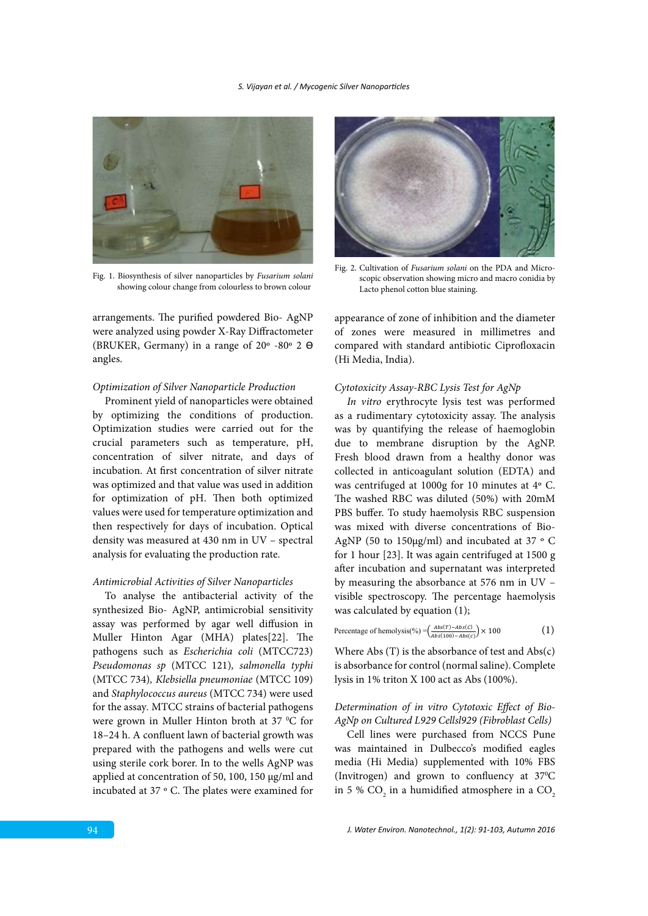Fig. 1. Biosynthesis of silver nanoparticles by *Fusarium solani* showing colour change from colourless to brown colour

Fig. 2. Cultivation of *Fusarium solani* on the PDA and Microscopic observation showing micro and macro conidia by Lacto phenol cotton blue staining.

arrangements. The purified powdered Bio- AgNP were analyzed using powder X-Ray Diffractometer (BRUKER, Germany) in a range of 20º -80º 2 Θ angles.

*Optimization of Silver Nanoparticle Production*

Prominent yield of nanoparticles were obtained by optimizing the conditions of production. Optimization studies were carried out for the crucial parameters such as temperature, pH, concentration of silver nitrate, and days of incubation. At first concentration of silver nitrate was optimized and that value was used in addition for optimization of pH. Then both optimized values were used for temperature optimization and then respectively for days of incubation. Optical density was measured at 430 nm in UV – spectral analysis for evaluating the production rate.

*Antimicrobial Activities of Silver Nanoparticles*

To analyse the antibacterial activity of the synthesized Bio- AgNP, antimicrobial sensitivity assay was performed by agar well diffusion in Muller Hinton Agar (MHA) plates[22]. The pathogens such as *Escherichia coli* (MTCC723) *Pseudomonas sp* (MTCC 121), *salmonella typhi* (MTCC 734), *Klebsiella pneumoniae* (MTCC 109) and *Staphylococcus aureus* (MTCC 734) were used for the assay. MTCC strains of bacterial pathogens were grown in Muller Hinton broth at 37 ºC for 18–24 h. A confluent lawn of bacterial growth was prepared with the pathogens and wells were cut using sterile cork borer. In to the wells AgNP was applied at concentration of 50, 100, 150 µg/ml and incubated at 37 º C. The plates were examined for appearance of zone of inhibition and the diameter of zones were measured in millimetres and compared with standard antibiotic Ciprofloxacin (Hi Media, India).

*Cytotoxicity Assay-RBC Lysis Test for AgNp*

*In vitro* erythrocyte lysis test was performed as a rudimentary cytotoxicity assay. The analysis was by quantifying the release of haemoglobin due to membrane disruption by the AgNP. Fresh blood drawn from a healthy donor was collected in anticoagulant solution (EDTA) and was centrifuged at 1000g for 10 minutes at 4º C. The washed RBC was diluted (50%) with 20mM PBS buffer. To study haemolysis RBC suspension was mixed with diverse concentrations of Bio-AgNP (50 to 150µg/ml) and incubated at 37 º C for 1 hour [23]. It was again centrifuged at 1500 g after incubation and supernatant was interpreted by measuring the absorbance at 576 nm in UV – visible spectroscopy. The percentage haemolysis was calculated by equation (1);

$$\text{Percentage of hemolysis}(\%) = \left(\frac{Abs(T) - Abs(C)}{Abs(100) - Abs(c)}\right) \times 100 \quad (1)$$

Where Abs (T) is the absorbance of test and Abs(c) is absorbance for control (normal saline). Complete lysis in 1% triton X 100 act as Abs (100%).

*Determination of in vitro Cytotoxic Effect of Bio-AgNp on Cultured L929 Cellsl929 (Fibroblast Cells)*

Cell lines were purchased from NCCS Pune was maintained in Dulbecco's modified eagles media (Hi Media) supplemented with 10% FBS (Invitrogen) and grown to confluency at 37ºC in 5 % $CO_2$ in a humidified atmosphere in a $CO_2$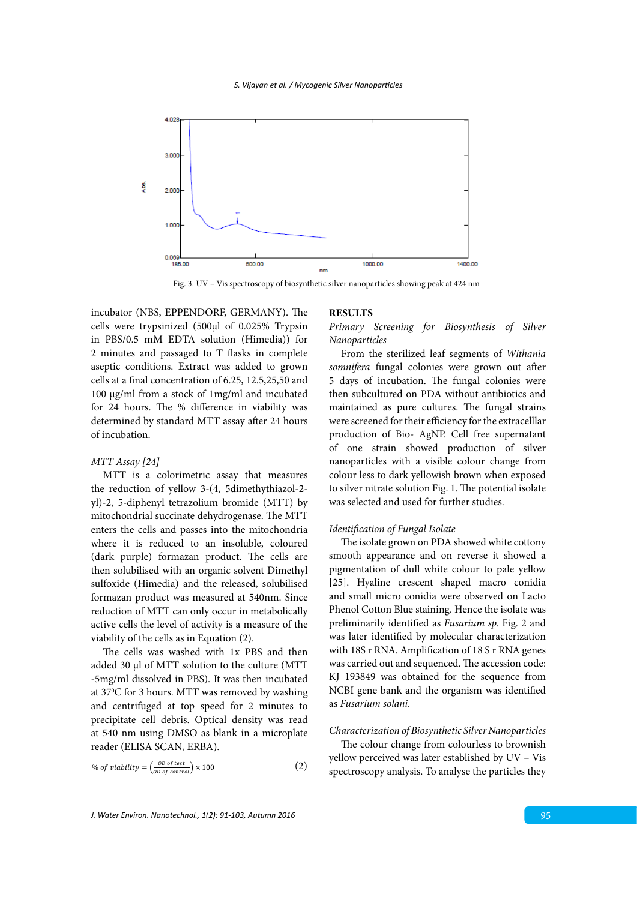Fig. 3. UV – Vis spectroscopy of biosynthetic silver nanoparticles showing peak at 424 nm

incubator (NBS, EPPENDORF, GERMANY). The cells were trypsinized (500µl of 0.025% Trypsin in PBS/0.5 mM EDTA solution (Himedia)) for 2 minutes and passaged to T flasks in complete aseptic conditions. Extract was added to grown cells at a final concentration of 6.25, 12.5,25,50 and 100 µg/ml from a stock of 1mg/ml and incubated for 24 hours. The % difference in viability was determined by standard MTT assay after 24 hours of incubation.

*MTT Assay [24]*

MTT is a colorimetric assay that measures the reduction of yellow 3-(4, 5dimethythiazol-2-yl)-2, 5-diphenyl tetrazolium bromide (MTT) by mitochondrial succinate dehydrogenase. The MTT enters the cells and passes into the mitochondria where it is reduced to an insoluble, coloured (dark purple) formazan product. The cells are then solubilised with an organic solvent Dimethyl sulfoxide (Himedia) and the released, solubilised formazan product was measured at 540nm. Since reduction of MTT can only occur in metabolically active cells the level of activity is a measure of the viability of the cells as in Equation (2).

The cells was washed with 1x PBS and then added 30 µl of MTT solution to the culture (MTT -5mg/ml dissolved in PBS). It was then incubated at 37$^0$C for 3 hours. MTT was removed by washing and centrifuged at top speed for 2 minutes to precipitate cell debris. Optical density was read at 540 nm using DMSO as blank in a microplate reader (ELISA SCAN, ERBA).

$$\% \text{ of viability} = \left(\frac{OD \text{ of test}}{OD \text{ of control}}\right) \times 100 \quad (2)$$

## RESULTS

*Primary Screening for Biosynthesis of Silver Nanoparticles*

From the sterilized leaf segments of *Withania somnifera* fungal colonies were grown out after 5 days of incubation. The fungal colonies were then subcultured on PDA without antibiotics and maintained as pure cultures. The fungal strains were screened for their efficiency for the extracelllar production of Bio- AgNP. Cell free supernatant of one strain showed production of silver nanoparticles with a visible colour change from colour less to dark yellowish brown when exposed to silver nitrate solution Fig. 1. The potential isolate was selected and used for further studies.

*Identification of Fungal Isolate*

The isolate grown on PDA showed white cottony smooth appearance and on reverse it showed a pigmentation of dull white colour to pale yellow [25]. Hyaline crescent shaped macro conidia and small micro conidia were observed on Lacto Phenol Cotton Blue staining. Hence the isolate was preliminarily identified as *Fusarium sp.* Fig. 2 and was later identified by molecular characterization with 18S r RNA. Amplification of 18 S r RNA genes was carried out and sequenced. The accession code: KJ 193849 was obtained for the sequence from NCBI gene bank and the organism was identified as *Fusarium solani*.

*Characterization of Biosynthetic Silver Nanoparticles*

The colour change from colourless to brownish yellow perceived was later established by UV – Vis spectroscopy analysis. To analyse the particles they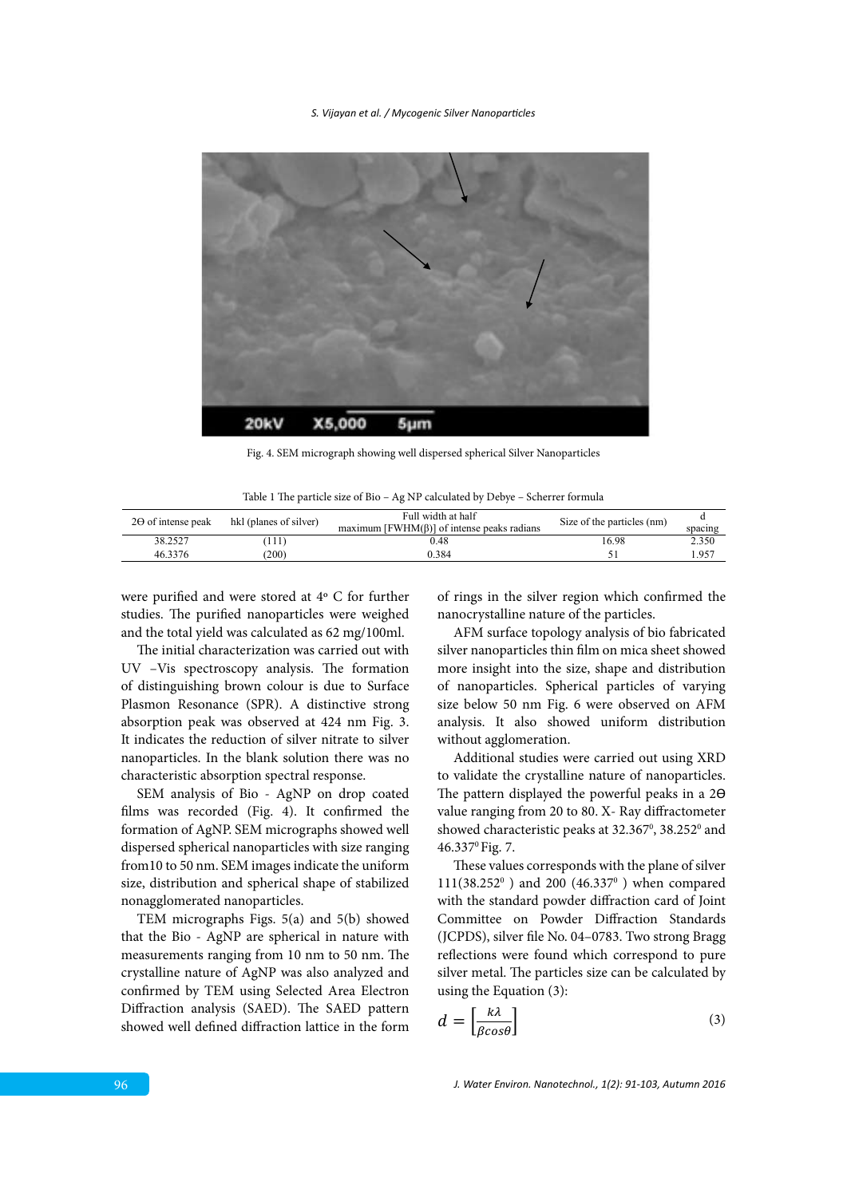Fig. 4. SEM micrograph showing well dispersed spherical Silver Nanoparticles

Table 1 The particle size of Bio – Ag NP calculated by Debye – Scherrer formula

| 2Θ of intense peak | hkl (planes of silver) | Full width at half maximum [FWHM(β)] of intense peaks radians | Size of the particles (nm) | d spacing |
|---|---|---|---|---|
| 38.2527 | (111) | 0.48 | 16.98 | 2.350 |
| 46.3376 | (200) | 0.384 | 51 | 1.957 |

were purified and were stored at 4º C for further studies. The purified nanoparticles were weighed and the total yield was calculated as 62 mg/100ml.

The initial characterization was carried out with UV –Vis spectroscopy analysis. The formation of distinguishing brown colour is due to Surface Plasmon Resonance (SPR). A distinctive strong absorption peak was observed at 424 nm Fig. 3. It indicates the reduction of silver nitrate to silver nanoparticles. In the blank solution there was no characteristic absorption spectral response.

SEM analysis of Bio - AgNP on drop coated films was recorded (Fig. 4). It confirmed the formation of AgNP. SEM micrographs showed well dispersed spherical nanoparticles with size ranging from10 to 50 nm. SEM images indicate the uniform size, distribution and spherical shape of stabilized nonagglomerated nanoparticles.

TEM micrographs Figs. 5(a) and 5(b) showed that the Bio - AgNP are spherical in nature with measurements ranging from 10 nm to 50 nm. The crystalline nature of AgNP was also analyzed and confirmed by TEM using Selected Area Electron Diffraction analysis (SAED). The SAED pattern showed well defined diffraction lattice in the form of rings in the silver region which confirmed the nanocrystalline nature of the particles.

AFM surface topology analysis of bio fabricated silver nanoparticles thin film on mica sheet showed more insight into the size, shape and distribution of nanoparticles. Spherical particles of varying size below 50 nm Fig. 6 were observed on AFM analysis. It also showed uniform distribution without agglomeration.

Additional studies were carried out using XRD to validate the crystalline nature of nanoparticles. The pattern displayed the powerful peaks in a 2Θ value ranging from 20 to 80. X- Ray diffractometer showed characteristic peaks at 32.367⁰, 38.252⁰ and 46.337⁰ Fig. 7.

These values corresponds with the plane of silver 111(38.252⁰ ) and 200 (46.337⁰ ) when compared with the standard powder diffraction card of Joint Committee on Powder Diffraction Standards (JCPDS), silver file No. 04–0783. Two strong Bragg reflections were found which correspond to pure silver metal. The particles size can be calculated by using the Equation (3):

$$d = \left[\frac{k\lambda}{\beta cos\theta}\right] \quad (3)$$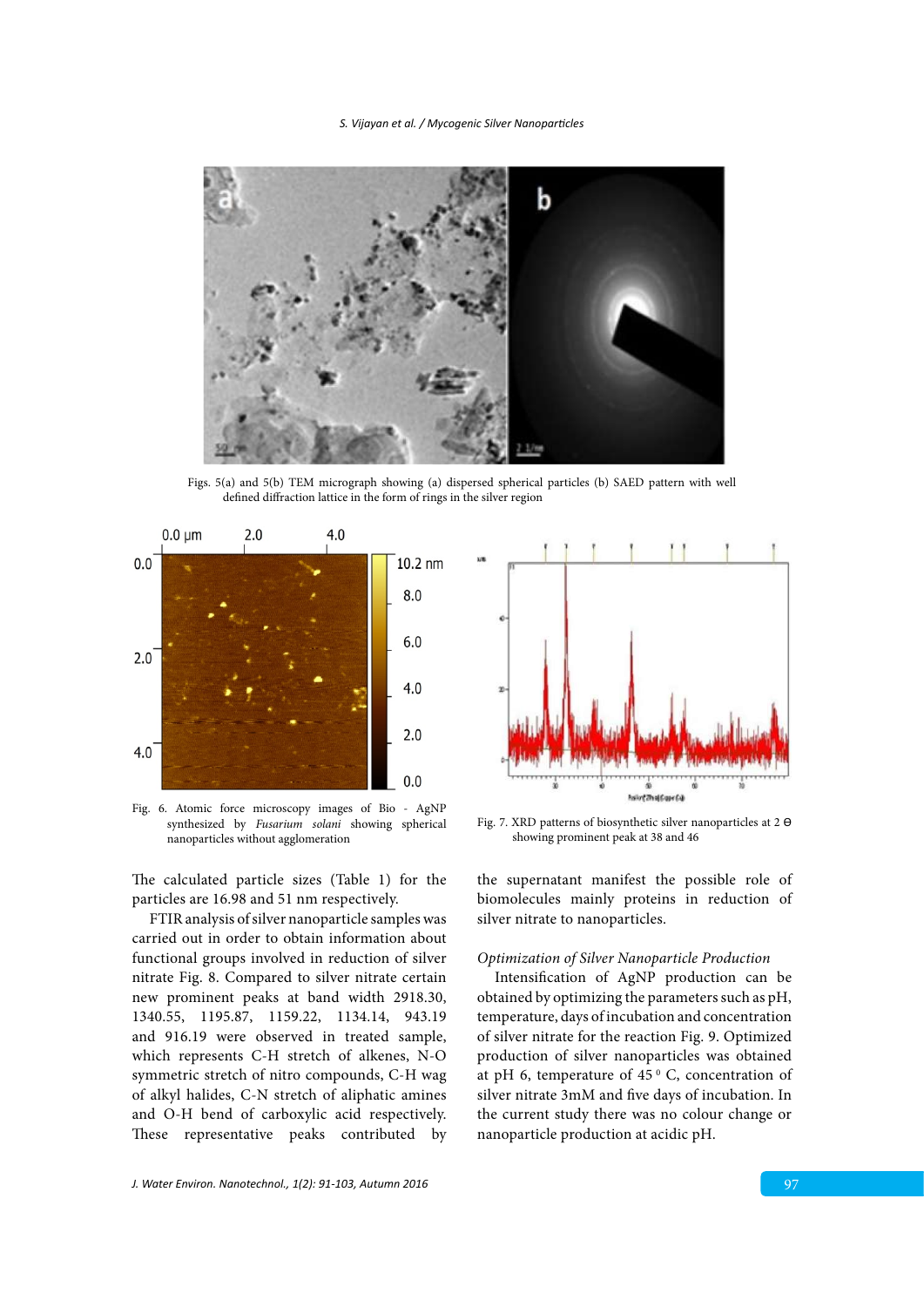Figs. 5(a) and 5(b) TEM micrograph showing (a) dispersed spherical particles (b) SAED pattern with well defined diffraction lattice in the form of rings in the silver region

Fig. 6. Atomic force microscopy images of Bio - AgNP synthesized by *Fusarium solani* showing spherical nanoparticles without agglomeration

Fig. 7. XRD patterns of biosynthetic silver nanoparticles at 2 ϴ showing prominent peak at 38 and 46

The calculated particle sizes (Table 1) for the particles are 16.98 and 51 nm respectively.

FTIR analysis of silver nanoparticle samples was carried out in order to obtain information about functional groups involved in reduction of silver nitrate Fig. 8. Compared to silver nitrate certain new prominent peaks at band width 2918.30, 1340.55, 1195.87, 1159.22, 1134.14, 943.19 and 916.19 were observed in treated sample, which represents C-H stretch of alkenes, N-O symmetric stretch of nitro compounds, C-H wag of alkyl halides, C-N stretch of aliphatic amines and O-H bend of carboxylic acid respectively. These representative peaks contributed by the supernatant manifest the possible role of biomolecules mainly proteins in reduction of silver nitrate to nanoparticles.

### *Optimization of Silver Nanoparticle Production*

Intensification of AgNP production can be obtained by optimizing the parameters such as pH, temperature, days of incubation and concentration of silver nitrate for the reaction Fig. 9. Optimized production of silver nanoparticles was obtained at pH 6, temperature of 45 $^{0}$ C, concentration of silver nitrate 3mM and five days of incubation. In the current study there was no colour change or nanoparticle production at acidic pH.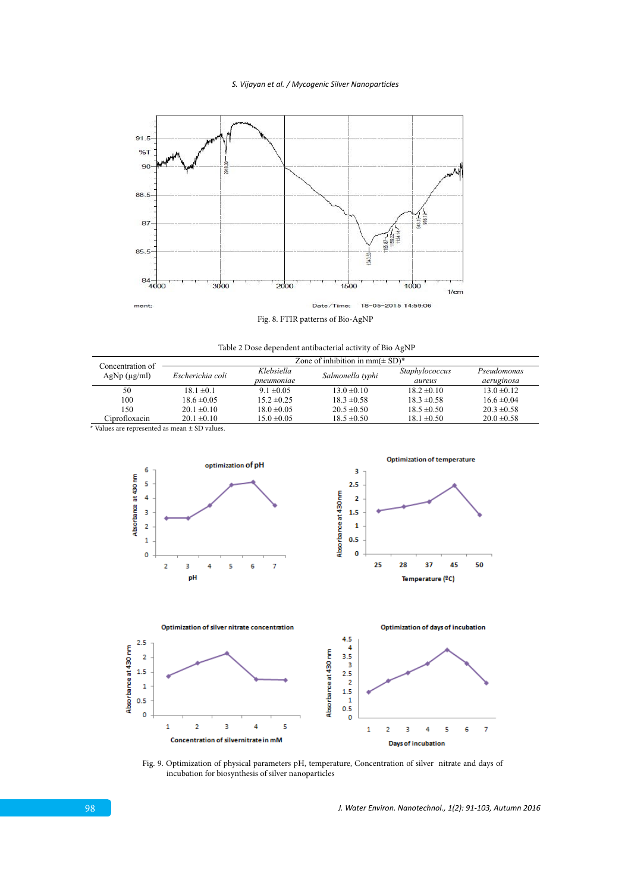Fig. 8. FTIR patterns of Bio-AgNP

Table 2 Dose dependent antibacterial activity of Bio AgNP

| Concentration of AgNp (µg/ml) | Zone of inhibition in mm(± SD)* | | | | |
|---|---|---|---|---|---|
| | *Escherichia coli* | *Klebsiella pneumoniae* | *Salmonella typhi* | *Staphylococcus aureus* | *Pseudomonas aeruginosa* |
| 50 | 18.1 ±0.1 | 9.1 ±0.05 | 13.0 ±0.10 | 18.2 ±0.10 | 13.0 ±0.12 |
| 100 | 18.6 ±0.05 | 15.2 ±0.25 | 18.3 ±0.58 | 18.3 ±0.58 | 16.6 ±0.04 |
| 150 | 20.1 ±0.10 | 18.0 ±0.05 | 20.5 ±0.50 | 18.5 ±0.50 | 20.3 ±0.58 |
| Ciprofloxacin | 20.1 ±0.10 | 15.0 ±0.05 | 18.5 ±0.50 | 18.1 ±0.50 | 20.0 ±0.58 |

\* Values are represented as mean ± SD values.

Fig. 9. Optimization of physical parameters pH, temperature, Concentration of silver nitrate and days of incubation for biosynthesis of silver nanoparticles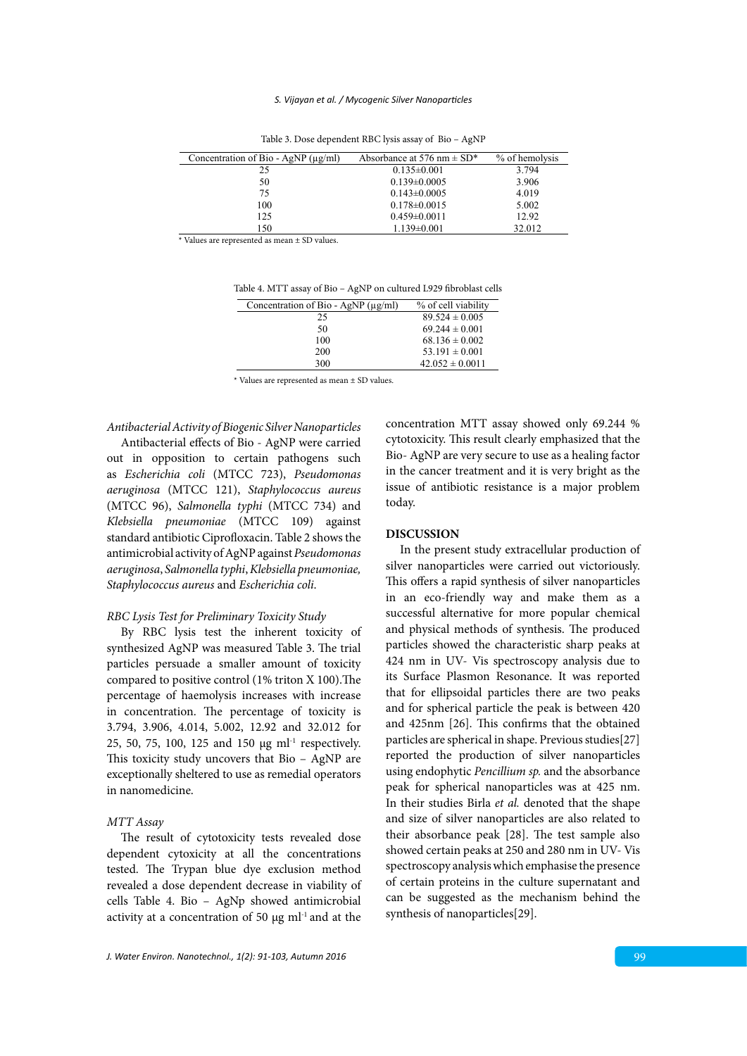Table 3. Dose dependent RBC lysis assay of Bio – AgNP

| Concentration of Bio - AgNP (µg/ml) | Absorbance at 576 nm ± SD* | % of hemolysis |
|---|---|---|
| 25 | 0.135±0.001 | 3.794 |
| 50 | 0.139±0.0005 | 3.906 |
| 75 | 0.143±0.0005 | 4.019 |
| 100 | 0.178±0.0015 | 5.002 |
| 125 | 0.459±0.0011 | 12.92 |
| 150 | 1.139±0.001 | 32.012 |

\* Values are represented as mean ± SD values.

Table 4. MTT assay of Bio – AgNP on cultured L929 fibroblast cells

| Concentration of Bio - AgNP (µg/ml) | % of cell viability |
|---|---|
| 25 | 89.524 ± 0.005 |
| 50 | 69.244 ± 0.001 |
| 100 | 68.136 ± 0.002 |
| 200 | 53.191 ± 0.001 |
| 300 | 42.052 ± 0.0011 |

\* Values are represented as mean ± SD values.

*Antibacterial Activity of Biogenic Silver Nanoparticles*

Antibacterial effects of Bio - AgNP were carried out in opposition to certain pathogens such as *Escherichia coli* (MTCC 723), *Pseudomonas aeruginosa* (MTCC 121), *Staphylococcus aureus* (MTCC 96), *Salmonella typhi* (MTCC 734) and *Klebsiella pneumoniae* (MTCC 109) against standard antibiotic Ciprofloxacin. Table 2 shows the antimicrobial activity of AgNP against *Pseudomonas aeruginosa*, *Salmonella typhi*, *Klebsiella pneumoniae, Staphylococcus aureus* and *Escherichia coli.*

*RBC Lysis Test for Preliminary Toxicity Study*

By RBC lysis test the inherent toxicity of synthesized AgNP was measured Table 3. The trial particles persuade a smaller amount of toxicity compared to positive control (1% triton X 100).The percentage of haemolysis increases with increase in concentration. The percentage of toxicity is 3.794, 3.906, 4.014, 5.002, 12.92 and 32.012 for 25, 50, 75, 100, 125 and 150 µg ml$^{-1}$ respectively. This toxicity study uncovers that Bio – AgNP are exceptionally sheltered to use as remedial operators in nanomedicine.

*MTT Assay*

The result of cytotoxicity tests revealed dose dependent cytoxicity at all the concentrations tested. The Trypan blue dye exclusion method revealed a dose dependent decrease in viability of cells Table 4. Bio – AgNp showed antimicrobial activity at a concentration of 50 µg ml$^{-1}$ and at the concentration MTT assay showed only 69.244 % cytotoxicity. This result clearly emphasized that the Bio- AgNP are very secure to use as a healing factor in the cancer treatment and it is very bright as the issue of antibiotic resistance is a major problem today.

## DISCUSSION

In the present study extracellular production of silver nanoparticles were carried out victoriously. This offers a rapid synthesis of silver nanoparticles in an eco-friendly way and make them as a successful alternative for more popular chemical and physical methods of synthesis. The produced particles showed the characteristic sharp peaks at 424 nm in UV- Vis spectroscopy analysis due to its Surface Plasmon Resonance. It was reported that for ellipsoidal particles there are two peaks and for spherical particle the peak is between 420 and 425nm [26]. This confirms that the obtained particles are spherical in shape. Previous studies[27] reported the production of silver nanoparticles using endophytic *Pencillium sp.* and the absorbance peak for spherical nanoparticles was at 425 nm. In their studies Birla *et al.* denoted that the shape and size of silver nanoparticles are also related to their absorbance peak [28]. The test sample also showed certain peaks at 250 and 280 nm in UV- Vis spectroscopy analysis which emphasise the presence of certain proteins in the culture supernatant and can be suggested as the mechanism behind the synthesis of nanoparticles[29].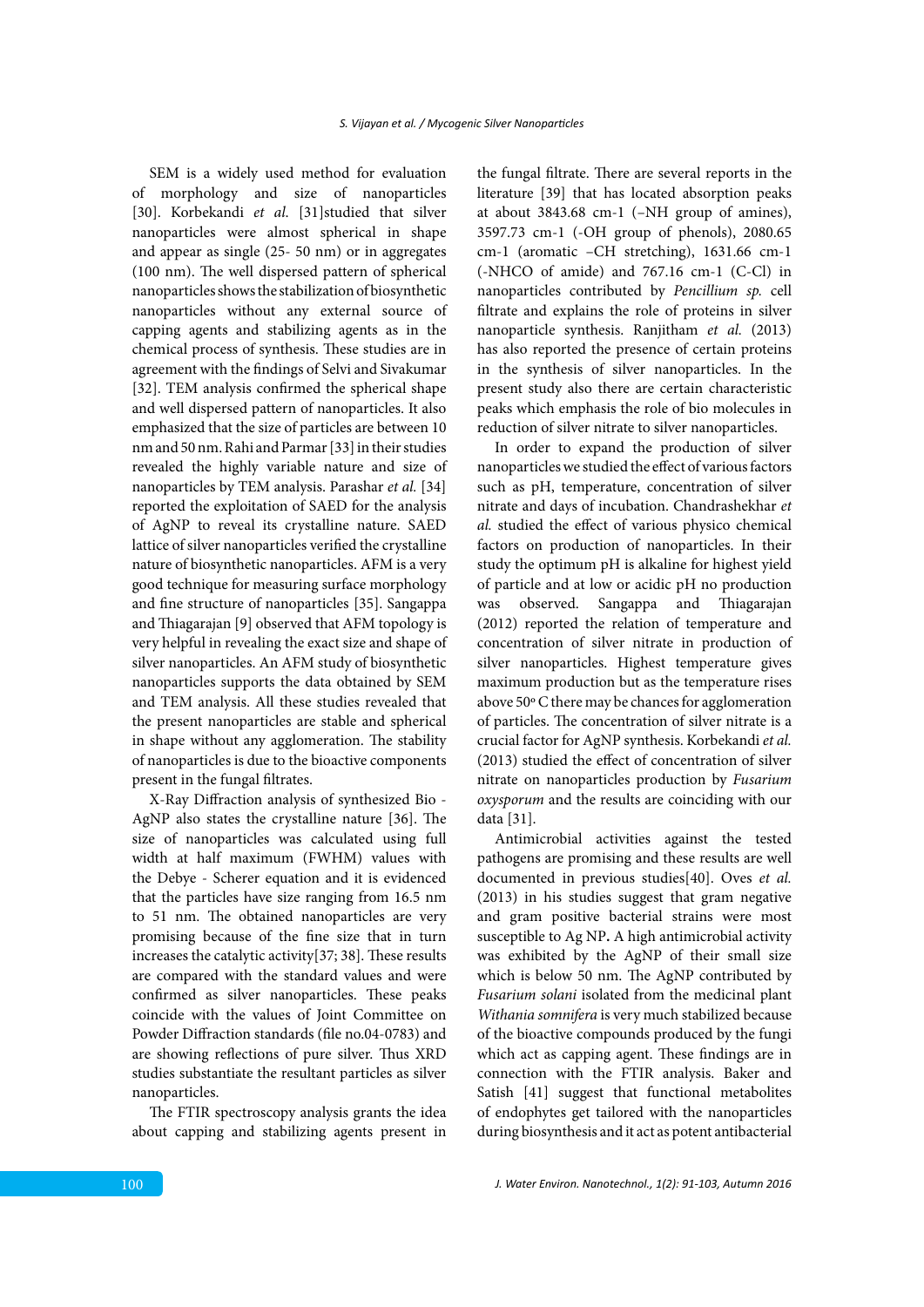SEM is a widely used method for evaluation of morphology and size of nanoparticles [30]. Korbekandi *et al.* [31]studied that silver nanoparticles were almost spherical in shape and appear as single (25- 50 nm) or in aggregates (100 nm). The well dispersed pattern of spherical nanoparticles shows the stabilization of biosynthetic nanoparticles without any external source of capping agents and stabilizing agents as in the chemical process of synthesis. These studies are in agreement with the findings of Selvi and Sivakumar [32]. TEM analysis confirmed the spherical shape and well dispersed pattern of nanoparticles. It also emphasized that the size of particles are between 10 nm and 50 nm. Rahi and Parmar [33] in their studies revealed the highly variable nature and size of nanoparticles by TEM analysis. Parashar *et al.* [34] reported the exploitation of SAED for the analysis of AgNP to reveal its crystalline nature. SAED lattice of silver nanoparticles verified the crystalline nature of biosynthetic nanoparticles. AFM is a very good technique for measuring surface morphology and fine structure of nanoparticles [35]. Sangappa and Thiagarajan [9] observed that AFM topology is very helpful in revealing the exact size and shape of silver nanoparticles. An AFM study of biosynthetic nanoparticles supports the data obtained by SEM and TEM analysis. All these studies revealed that the present nanoparticles are stable and spherical in shape without any agglomeration. The stability of nanoparticles is due to the bioactive components present in the fungal filtrates.

X-Ray Diffraction analysis of synthesized Bio - AgNP also states the crystalline nature [36]. The size of nanoparticles was calculated using full width at half maximum (FWHM) values with the Debye - Scherer equation and it is evidenced that the particles have size ranging from 16.5 nm to 51 nm. The obtained nanoparticles are very promising because of the fine size that in turn increases the catalytic activity[37; 38]. These results are compared with the standard values and were confirmed as silver nanoparticles. These peaks coincide with the values of Joint Committee on Powder Diffraction standards (file no.04-0783) and are showing reflections of pure silver. Thus XRD studies substantiate the resultant particles as silver nanoparticles.

The FTIR spectroscopy analysis grants the idea about capping and stabilizing agents present in the fungal filtrate. There are several reports in the literature [39] that has located absorption peaks at about 3843.68 cm-1 (–NH group of amines), 3597.73 cm-1 (-OH group of phenols), 2080.65 cm-1 (aromatic –CH stretching), 1631.66 cm-1 (-NHCO of amide) and 767.16 cm-1 (C-Cl) in nanoparticles contributed by *Pencillium sp.* cell filtrate and explains the role of proteins in silver nanoparticle synthesis. Ranjitham *et al.* (2013) has also reported the presence of certain proteins in the synthesis of silver nanoparticles. In the present study also there are certain characteristic peaks which emphasis the role of bio molecules in reduction of silver nitrate to silver nanoparticles.

In order to expand the production of silver nanoparticles we studied the effect of various factors such as pH, temperature, concentration of silver nitrate and days of incubation. Chandrashekhar *et al.* studied the effect of various physico chemical factors on production of nanoparticles. In their study the optimum pH is alkaline for highest yield of particle and at low or acidic pH no production was observed. Sangappa and Thiagarajan (2012) reported the relation of temperature and concentration of silver nitrate in production of silver nanoparticles. Highest temperature gives maximum production but as the temperature rises above 50° C there may be chances for agglomeration of particles. The concentration of silver nitrate is a crucial factor for AgNP synthesis. Korbekandi *et al.* (2013) studied the effect of concentration of silver nitrate on nanoparticles production by *Fusarium oxysporum* and the results are coinciding with our data [31].

Antimicrobial activities against the tested pathogens are promising and these results are well documented in previous studies[40]. Oves *et al.* (2013) in his studies suggest that gram negative and gram positive bacterial strains were most susceptible to Ag NP**.** A high antimicrobial activity was exhibited by the AgNP of their small size which is below 50 nm. The AgNP contributed by *Fusarium solani* isolated from the medicinal plant *Withania somnifera* is very much stabilized because of the bioactive compounds produced by the fungi which act as capping agent. These findings are in connection with the FTIR analysis. Baker and Satish [41] suggest that functional metabolites of endophytes get tailored with the nanoparticles during biosynthesis and it act as potent antibacterial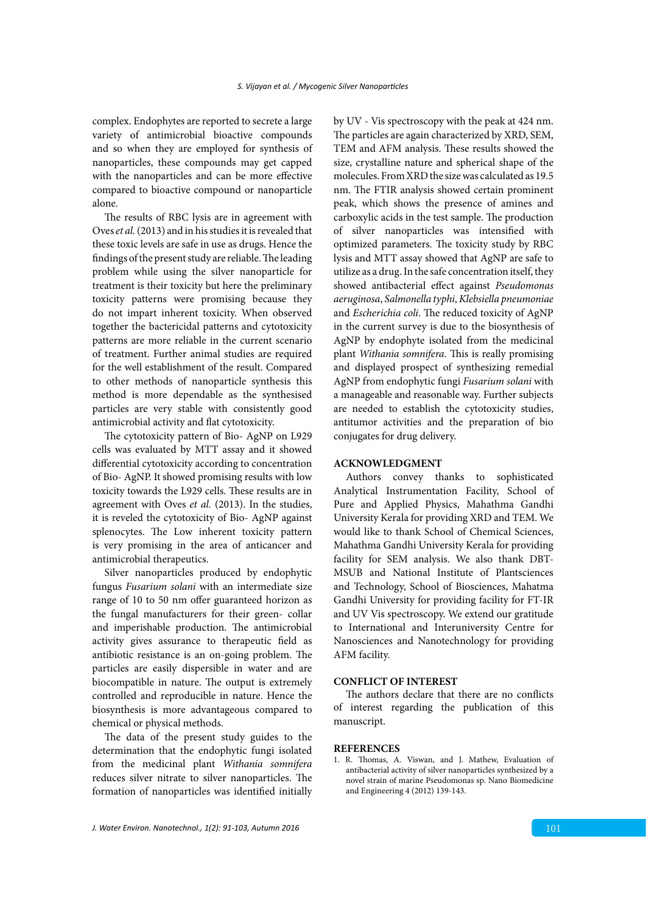complex. Endophytes are reported to secrete a large variety of antimicrobial bioactive compounds and so when they are employed for synthesis of nanoparticles, these compounds may get capped with the nanoparticles and can be more effective compared to bioactive compound or nanoparticle alone.

The results of RBC lysis are in agreement with Oves *et al.* (2013) and in his studies it is revealed that these toxic levels are safe in use as drugs. Hence the findings of the present study are reliable. The leading problem while using the silver nanoparticle for treatment is their toxicity but here the preliminary toxicity patterns were promising because they do not impart inherent toxicity. When observed together the bactericidal patterns and cytotoxicity patterns are more reliable in the current scenario of treatment. Further animal studies are required for the well establishment of the result. Compared to other methods of nanoparticle synthesis this method is more dependable as the synthesised particles are very stable with consistently good antimicrobial activity and flat cytotoxicity.

The cytotoxicity pattern of Bio- AgNP on L929 cells was evaluated by MTT assay and it showed differential cytotoxicity according to concentration of Bio- AgNP. It showed promising results with low toxicity towards the L929 cells. These results are in agreement with Oves *et al.* (2013). In the studies, it is reveled the cytotoxicity of Bio- AgNP against splenocytes. The Low inherent toxicity pattern is very promising in the area of anticancer and antimicrobial therapeutics.

Silver nanoparticles produced by endophytic fungus *Fusarium solani* with an intermediate size range of 10 to 50 nm offer guaranteed horizon as the fungal manufacturers for their green- collar and imperishable production. The antimicrobial activity gives assurance to therapeutic field as antibiotic resistance is an on-going problem. The particles are easily dispersible in water and are biocompatible in nature. The output is extremely controlled and reproducible in nature. Hence the biosynthesis is more advantageous compared to chemical or physical methods.

The data of the present study guides to the determination that the endophytic fungi isolated from the medicinal plant *Withania somnifera* reduces silver nitrate to silver nanoparticles. The formation of nanoparticles was identified initially by UV - Vis spectroscopy with the peak at 424 nm. The particles are again characterized by XRD, SEM, TEM and AFM analysis. These results showed the size, crystalline nature and spherical shape of the molecules. From XRD the size was calculated as 19.5 nm. The FTIR analysis showed certain prominent peak, which shows the presence of amines and carboxylic acids in the test sample. The production of silver nanoparticles was intensified with optimized parameters. The toxicity study by RBC lysis and MTT assay showed that AgNP are safe to utilize as a drug. In the safe concentration itself, they showed antibacterial effect against *Pseudomonas aeruginosa*, *Salmonella typhi*, *Klebsiella pneumoniae* and *Escherichia coli*. The reduced toxicity of AgNP in the current survey is due to the biosynthesis of AgNP by endophyte isolated from the medicinal plant *Withania somnifera*. This is really promising and displayed prospect of synthesizing remedial AgNP from endophytic fungi *Fusarium solani* with a manageable and reasonable way. Further subjects are needed to establish the cytotoxicity studies, antitumor activities and the preparation of bio conjugates for drug delivery.

## ACKNOWLEDGMENT

Authors convey thanks to sophisticated Analytical Instrumentation Facility, School of Pure and Applied Physics, Mahathma Gandhi University Kerala for providing XRD and TEM. We would like to thank School of Chemical Sciences, Mahathma Gandhi University Kerala for providing facility for SEM analysis. We also thank DBT-MSUB and National Institute of Plantsciences and Technology, School of Biosciences, Mahatma Gandhi University for providing facility for FT-IR and UV Vis spectroscopy. We extend our gratitude to International and Interuniversity Centre for Nanosciences and Nanotechnology for providing AFM facility.

## CONFLICT OF INTEREST

The authors declare that there are no conflicts of interest regarding the publication of this manuscript.

## REFERENCES

1. R. Thomas, A. Viswan, and J. Mathew, Evaluation of antibacterial activity of silver nanoparticles synthesized by a novel strain of marine Pseudomonas sp. Nano Biomedicine and Engineering 4 (2012) 139-143.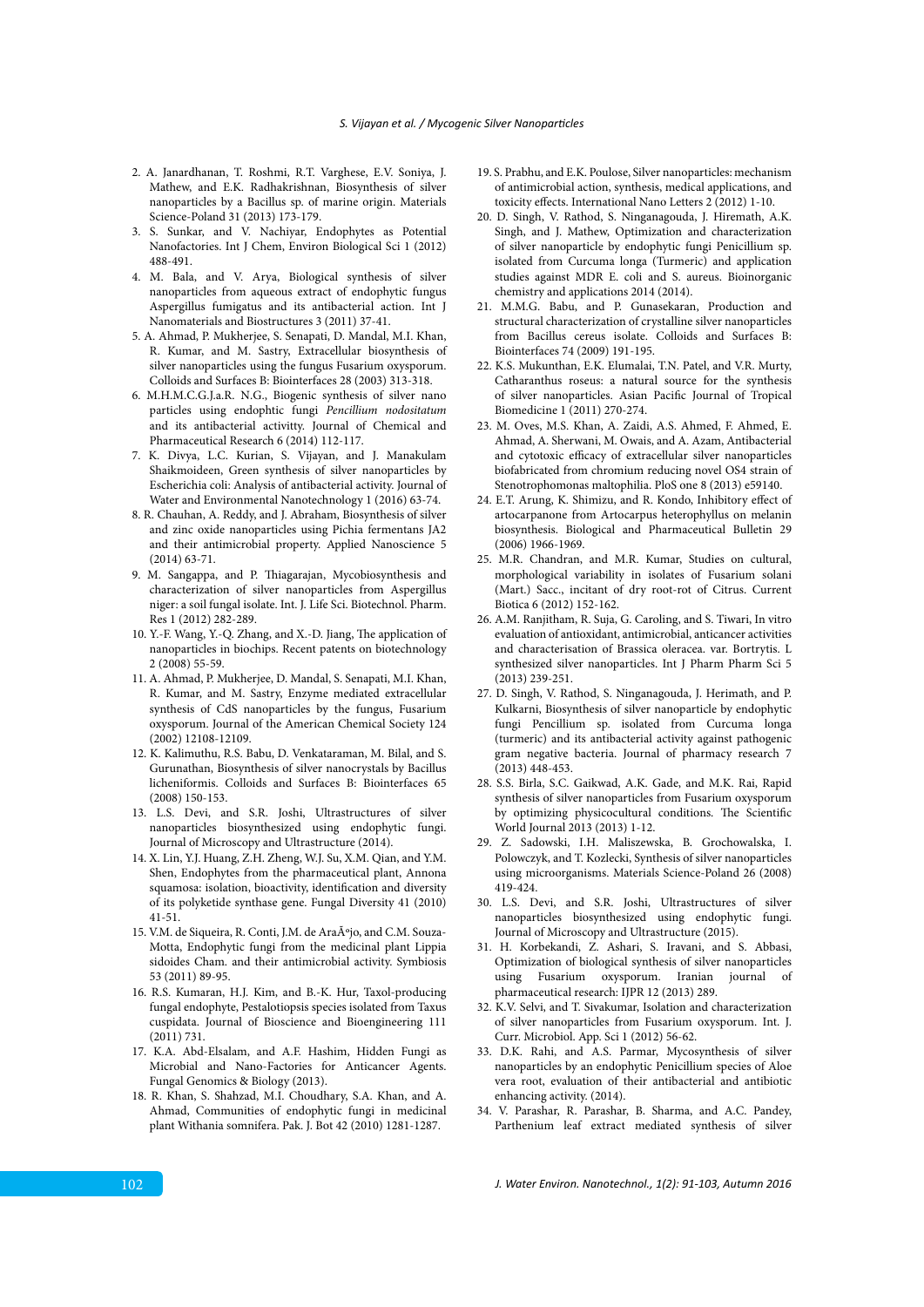2. A. Janardhanan, T. Roshmi, R.T. Varghese, E.V. Soniya, J. Mathew, and E.K. Radhakrishnan, Biosynthesis of silver nanoparticles by a Bacillus sp. of marine origin. Materials Science-Poland 31 (2013) 173-179.
3. S. Sunkar, and V. Nachiyar, Endophytes as Potential Nanofactories. Int J Chem, Environ Biological Sci 1 (2012) 488-491.
4. M. Bala, and V. Arya, Biological synthesis of silver nanoparticles from aqueous extract of endophytic fungus Aspergillus fumigatus and its antibacterial action. Int J Nanomaterials and Biostructures 3 (2011) 37-41.
5. A. Ahmad, P. Mukherjee, S. Senapati, D. Mandal, M.I. Khan, R. Kumar, and M. Sastry, Extracellular biosynthesis of silver nanoparticles using the fungus Fusarium oxysporum. Colloids and Surfaces B: Biointerfaces 28 (2003) 313-318.
6. M.H.M.C.G.J.a.R. N.G., Biogenic synthesis of silver nano particles using endophtic fungi *Pencillium nodositatum* and its antibacterial activitty. Journal of Chemical and Pharmaceutical Research 6 (2014) 112-117.
7. K. Divya, L.C. Kurian, S. Vijayan, and J. Manakulam Shaikmoideen, Green synthesis of silver nanoparticles by Escherichia coli: Analysis of antibacterial activity. Journal of Water and Environmental Nanotechnology 1 (2016) 63-74.
8. R. Chauhan, A. Reddy, and J. Abraham, Biosynthesis of silver and zinc oxide nanoparticles using Pichia fermentans JA2 and their antimicrobial property. Applied Nanoscience 5 (2014) 63-71.
9. M. Sangappa, and P. Thiagarajan, Mycobiosynthesis and characterization of silver nanoparticles from Aspergillus niger: a soil fungal isolate. Int. J. Life Sci. Biotechnol. Pharm. Res 1 (2012) 282-289.
10. Y.-F. Wang, Y.-Q. Zhang, and X.-D. Jiang, The application of nanoparticles in biochips. Recent patents on biotechnology 2 (2008) 55-59.
11. A. Ahmad, P. Mukherjee, D. Mandal, S. Senapati, M.I. Khan, R. Kumar, and M. Sastry, Enzyme mediated extracellular synthesis of CdS nanoparticles by the fungus, Fusarium oxysporum. Journal of the American Chemical Society 124 (2002) 12108-12109.
12. K. Kalimuthu, R.S. Babu, D. Venkataraman, M. Bilal, and S. Gurunathan, Biosynthesis of silver nanocrystals by Bacillus licheniformis. Colloids and Surfaces B: Biointerfaces 65 (2008) 150-153.
13. L.S. Devi, and S.R. Joshi, Ultrastructures of silver nanoparticles biosynthesized using endophytic fungi. Journal of Microscopy and Ultrastructure (2014).
14. X. Lin, Y.J. Huang, Z.H. Zheng, W.J. Su, X.M. Qian, and Y.M. Shen, Endophytes from the pharmaceutical plant, Annona squamosa: isolation, bioactivity, identification and diversity of its polyketide synthase gene. Fungal Diversity 41 (2010) 41-51.
15. V.M. de Siqueira, R. Conti, J.M. de AraÃºjo, and C.M. Souza-Motta, Endophytic fungi from the medicinal plant Lippia sidoides Cham. and their antimicrobial activity. Symbiosis 53 (2011) 89-95.
16. R.S. Kumaran, H.J. Kim, and B.-K. Hur, Taxol-producing fungal endophyte, Pestalotiopsis species isolated from Taxus cuspidata. Journal of Bioscience and Bioengineering 111 (2011) 731.
17. K.A. Abd-Elsalam, and A.F. Hashim, Hidden Fungi as Microbial and Nano-Factories for Anticancer Agents. Fungal Genomics & Biology (2013).
18. R. Khan, S. Shahzad, M.I. Choudhary, S.A. Khan, and A. Ahmad, Communities of endophytic fungi in medicinal plant Withania somnifera. Pak. J. Bot 42 (2010) 1281-1287.
19. S. Prabhu, and E.K. Poulose, Silver nanoparticles: mechanism of antimicrobial action, synthesis, medical applications, and toxicity effects. International Nano Letters 2 (2012) 1-10.
20. D. Singh, V. Rathod, S. Ninganagouda, J. Hiremath, A.K. Singh, and J. Mathew, Optimization and characterization of silver nanoparticle by endophytic fungi Penicillium sp. isolated from Curcuma longa (Turmeric) and application studies against MDR E. coli and S. aureus. Bioinorganic chemistry and applications 2014 (2014).
21. M.M.G. Babu, and P. Gunasekaran, Production and structural characterization of crystalline silver nanoparticles from Bacillus cereus isolate. Colloids and Surfaces B: Biointerfaces 74 (2009) 191-195.
22. K.S. Mukunthan, E.K. Elumalai, T.N. Patel, and V.R. Murty, Catharanthus roseus: a natural source for the synthesis of silver nanoparticles. Asian Pacific Journal of Tropical Biomedicine 1 (2011) 270-274.
23. M. Oves, M.S. Khan, A. Zaidi, A.S. Ahmed, F. Ahmed, E. Ahmad, A. Sherwani, M. Owais, and A. Azam, Antibacterial and cytotoxic efficacy of extracellular silver nanoparticles biofabricated from chromium reducing novel OS4 strain of Stenotrophomonas maltophilia. PloS one 8 (2013) e59140.
24. E.T. Arung, K. Shimizu, and R. Kondo, Inhibitory effect of artocarpanone from Artocarpus heterophyllus on melanin biosynthesis. Biological and Pharmaceutical Bulletin 29 (2006) 1966-1969.
25. M.R. Chandran, and M.R. Kumar, Studies on cultural, morphological variability in isolates of Fusarium solani (Mart.) Sacc., incitant of dry root-rot of Citrus. Current Biotica 6 (2012) 152-162.
26. A.M. Ranjitham, R. Suja, G. Caroling, and S. Tiwari, In vitro evaluation of antioxidant, antimicrobial, anticancer activities and characterisation of Brassica oleracea. var. Bortrytis. L synthesized silver nanoparticles. Int J Pharm Pharm Sci 5 (2013) 239-251.
27. D. Singh, V. Rathod, S. Ninganagouda, J. Herimath, and P. Kulkarni, Biosynthesis of silver nanoparticle by endophytic fungi Pencillium sp. isolated from Curcuma longa (turmeric) and its antibacterial activity against pathogenic gram negative bacteria. Journal of pharmacy research 7 (2013) 448-453.
28. S.S. Birla, S.C. Gaikwad, A.K. Gade, and M.K. Rai, Rapid synthesis of silver nanoparticles from Fusarium oxysporum by optimizing physicocultural conditions. The Scientific World Journal 2013 (2013) 1-12.
29. Z. Sadowski, I.H. Maliszewska, B. Grochowalska, I. Polowczyk, and T. Kozlecki, Synthesis of silver nanoparticles using microorganisms. Materials Science-Poland 26 (2008) 419-424.
30. L.S. Devi, and S.R. Joshi, Ultrastructures of silver nanoparticles biosynthesized using endophytic fungi. Journal of Microscopy and Ultrastructure (2015).
31. H. Korbekandi, Z. Ashari, S. Iravani, and S. Abbasi, Optimization of biological synthesis of silver nanoparticles using Fusarium oxysporum. Iranian journal of pharmaceutical research: IJPR 12 (2013) 289.
32. K.V. Selvi, and T. Sivakumar, Isolation and characterization of silver nanoparticles from Fusarium oxysporum. Int. J. Curr. Microbiol. App. Sci 1 (2012) 56-62.
33. D.K. Rahi, and A.S. Parmar, Mycosynthesis of silver nanoparticles by an endophytic Penicillium species of Aloe vera root, evaluation of their antibacterial and antibiotic enhancing activity. (2014).
34. V. Parashar, R. Parashar, B. Sharma, and A.C. Pandey, Parthenium leaf extract mediated synthesis of silver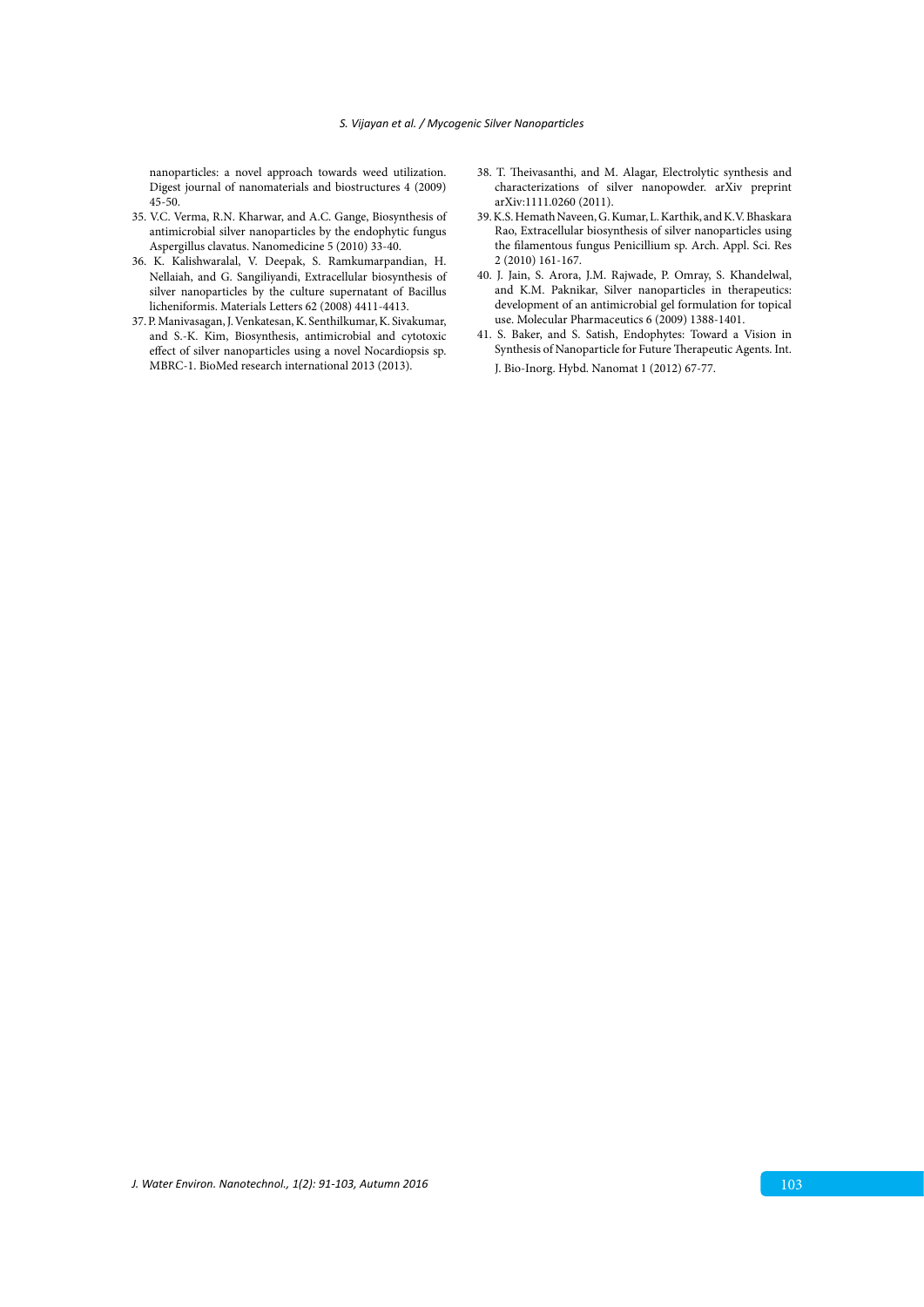nanoparticles: a novel approach towards weed utilization. Digest journal of nanomaterials and biostructures 4 (2009) 45-50.

35. V.C. Verma, R.N. Kharwar, and A.C. Gange, Biosynthesis of antimicrobial silver nanoparticles by the endophytic fungus Aspergillus clavatus. Nanomedicine 5 (2010) 33-40.
36. K. Kalishwaralal, V. Deepak, S. Ramkumarpandian, H. Nellaiah, and G. Sangiliyandi, Extracellular biosynthesis of silver nanoparticles by the culture supernatant of Bacillus licheniformis. Materials Letters 62 (2008) 4411-4413.
37. P. Manivasagan, J. Venkatesan, K. Senthilkumar, K. Sivakumar, and S.-K. Kim, Biosynthesis, antimicrobial and cytotoxic effect of silver nanoparticles using a novel Nocardiopsis sp. MBRC-1. BioMed research international 2013 (2013).
38. T. Theivasanthi, and M. Alagar, Electrolytic synthesis and characterizations of silver nanopowder. arXiv preprint arXiv:1111.0260 (2011).
39. K.S. Hemath Naveen, G. Kumar, L. Karthik, and K.V. Bhaskara Rao, Extracellular biosynthesis of silver nanoparticles using the filamentous fungus Penicillium sp. Arch. Appl. Sci. Res 2 (2010) 161-167.
40. J. Jain, S. Arora, J.M. Rajwade, P. Omray, S. Khandelwal, and K.M. Paknikar, Silver nanoparticles in therapeutics: development of an antimicrobial gel formulation for topical use. Molecular Pharmaceutics 6 (2009) 1388-1401.
41. S. Baker, and S. Satish, Endophytes: Toward a Vision in Synthesis of Nanoparticle for Future Therapeutic Agents. Int. J. Bio-Inorg. Hybd. Nanomat 1 (2012) 67-77.